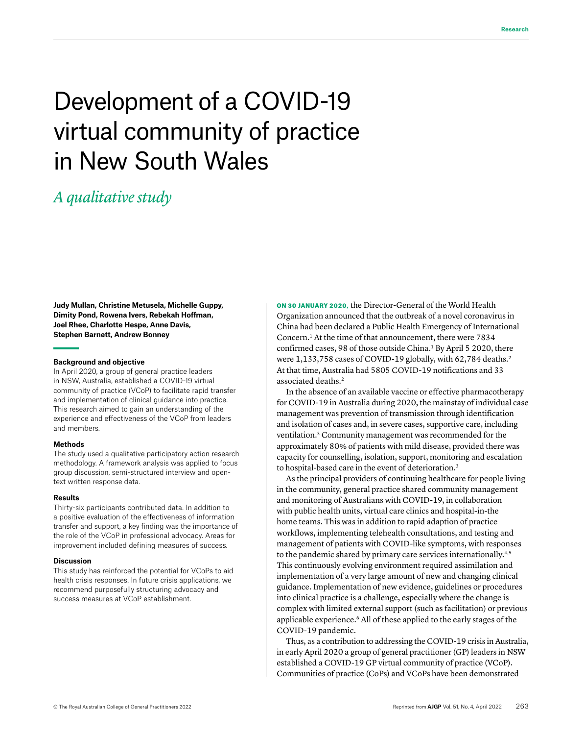# Development of a COVID-19 virtual community of practice in New South Wales

## *A qualitative study*

**Judy Mullan, Christine Metusela, Michelle Guppy, Dimity Pond, Rowena Ivers, Rebekah Hoffman, Joel Rhee, Charlotte Hespe, Anne Davis, Stephen Barnett, Andrew Bonney**

### Background and objective

In April 2020, a group of general practice leaders in NSW, Australia, established a COVID-19 virtual community of practice (VCoP) to facilitate rapid transfer and implementation of clinical guidance into practice. This research aimed to gain an understanding of the experience and effectiveness of the VCoP from leaders and members.

### Methods

The study used a qualitative participatory action research methodology. A framework analysis was applied to focus group discussion, semi-structured interview and open-text written response data.

### Results

Thirty-six participants contributed data. In addition to a positive evaluation of the effectiveness of information transfer and support, a key finding was the importance of the role of the VCoP in professional advocacy. Areas for improvement included defining measures of success.

### Discussion

This study has reinforced the potential for VCoPs to aid health crisis responses. In future crisis applications, we recommend purposefully structuring advocacy and success measures at VCoP establishment.

**ON 30 JANUARY 2020,** the Director-General of the World Health Organization announced that the outbreak of a novel coronavirus in China had been declared a Public Health Emergency of International Concern.[1] At the time of that announcement, there were 7834 confirmed cases, 98 of those outside China.[1] By April 5 2020, there were 1,133,758 cases of COVID-19 globally, with 62,784 deaths.[2] At that time, Australia had 5805 COVID-19 notifications and 33 associated deaths.[2]

In the absence of an available vaccine or effective pharmacotherapy for COVID-19 in Australia during 2020, the mainstay of individual case management was prevention of transmission through identification and isolation of cases and, in severe cases, supportive care, including ventilation.[3] Community management was recommended for the approximately 80% of patients with mild disease, provided there was capacity for counselling, isolation, support, monitoring and escalation to hospital-based care in the event of deterioration.[3]

As the principal providers of continuing healthcare for people living in the community, general practice shared community management and monitoring of Australians with COVID-19, in collaboration with public health units, virtual care clinics and hospital-in-the home teams. This was in addition to rapid adaption of practice workflows, implementing telehealth consultations, and testing and management of patients with COVID-like symptoms, with responses to the pandemic shared by primary care services internationally.[4,5] This continuously evolving environment required assimilation and implementation of a very large amount of new and changing clinical guidance. Implementation of new evidence, guidelines or procedures into clinical practice is a challenge, especially where the change is complex with limited external support (such as facilitation) or previous applicable experience.[6] All of these applied to the early stages of the COVID-19 pandemic.

Thus, as a contribution to addressing the COVID-19 crisis in Australia, in early April 2020 a group of general practitioner (GP) leaders in NSW established a COVID-19 GP virtual community of practice (VCoP). Communities of practice (CoPs) and VCoPs have been demonstrated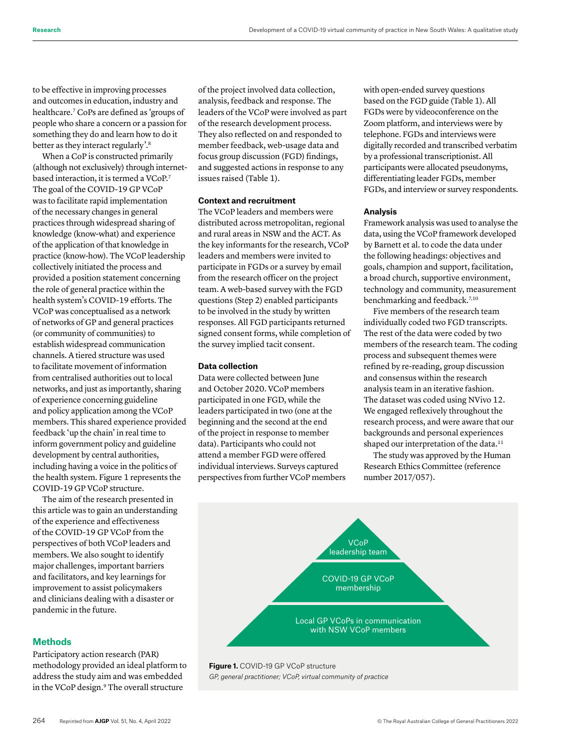to be effective in improving processes and outcomes in education, industry and healthcare.[7] CoPs are defined as 'groups of people who share a concern or a passion for something they do and learn how to do it better as they interact regularly'.[8]

When a CoP is constructed primarily (although not exclusively) through internet-based interaction, it is termed a VCoP.[7] The goal of the COVID-19 GP VCoP was to facilitate rapid implementation of the necessary changes in general practices through widespread sharing of knowledge (know-what) and experience of the application of that knowledge in practice (know-how). The VCoP leadership collectively initiated the process and provided a position statement concerning the role of general practice within the health system's COVID-19 efforts. The VCoP was conceptualised as a network of networks of GP and general practices (or community of communities) to establish widespread communication channels. A tiered structure was used to facilitate movement of information from centralised authorities out to local networks, and just as importantly, sharing of experience concerning guideline and policy application among the VCoP members. This shared experience provided feedback 'up the chain' in real time to inform government policy and guideline development by central authorities, including having a voice in the politics of the health system. Figure 1 represents the COVID-19 GP VCoP structure.

The aim of the research presented in this article was to gain an understanding of the experience and effectiveness of the COVID-19 GP VCoP from the perspectives of both VCoP leaders and members. We also sought to identify major challenges, important barriers and facilitators, and key learnings for improvement to assist policymakers and clinicians dealing with a disaster or pandemic in the future.

## Methods

Participatory action research (PAR) methodology provided an ideal platform to address the study aim and was embedded in the VCoP design.[9] The overall structure of the project involved data collection, analysis, feedback and response. The leaders of the VCoP were involved as part of the research development process. They also reflected on and responded to member feedback, web-usage data and focus group discussion (FGD) findings, and suggested actions in response to any issues raised (Table 1).

### Context and recruitment

The VCoP leaders and members were distributed across metropolitan, regional and rural areas in NSW and the ACT. As the key informants for the research, VCoP leaders and members were invited to participate in FGDs or a survey by email from the research officer on the project team. A web-based survey with the FGD questions (Step 2) enabled participants to be involved in the study by written responses. All FGD participants returned signed consent forms, while completion of the survey implied tacit consent.

### Data collection

Data were collected between June and October 2020. VCoP members participated in one FGD, while the leaders participated in two (one at the beginning and the second at the end of the project in response to member data). Participants who could not attend a member FGD were offered individual interviews. Surveys captured perspectives from further VCoP members with open-ended survey questions based on the FGD guide (Table 1). All FGDs were by videoconference on the Zoom platform, and interviews were by telephone. FGDs and interviews were digitally recorded and transcribed verbatim by a professional transcriptionist. All participants were allocated pseudonyms, differentiating leader FGDs, member FGDs, and interview or survey respondents.

### Analysis

Framework analysis was used to analyse the data, using the VCoP framework developed by Barnett et al. to code the data under the following headings: objectives and goals, champion and support, facilitation, a broad church, supportive environment, technology and community, measurement benchmarking and feedback.[7,10]

Five members of the research team individually coded two FGD transcripts. The rest of the data were coded by two members of the research team. The coding process and subsequent themes were refined by re-reading, group discussion and consensus within the research analysis team in an iterative fashion. The dataset was coded using NVivo 12. We engaged reflexively throughout the research process, and were aware that our backgrounds and personal experiences shaped our interpretation of the data.[11]

The study was approved by the Human Research Ethics Committee (reference number 2017/057).

VCoP leadership team

COVID-19 GP VCoP membership

Local GP VCoPs in communication with NSW VCoP members

**Figure 1.** COVID-19 GP VCoP structure
*GP, general practitioner; VCoP, virtual community of practice*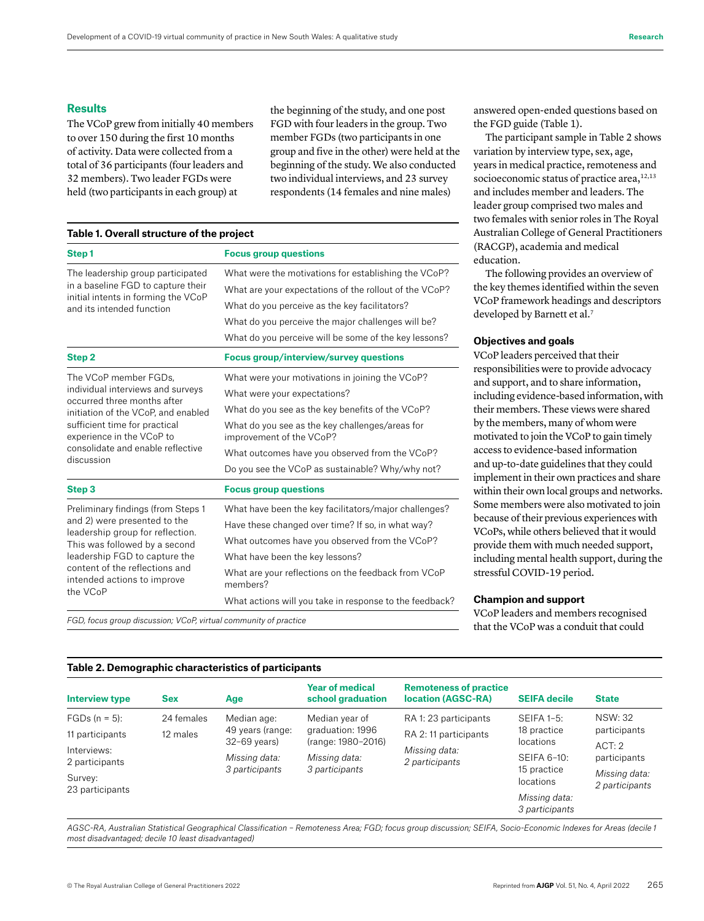## Results

The VCoP grew from initially 40 members to over 150 during the first 10 months of activity. Data were collected from a total of 36 participants (four leaders and 32 members). Two leader FGDs were held (two participants in each group) at the beginning of the study, and one post FGD with four leaders in the group. Two member FGDs (two participants in one group and five in the other) were held at the beginning of the study. We also conducted two individual interviews, and 23 survey respondents (14 females and nine males) answered open-ended questions based on the FGD guide (Table 1).

**Table 1. Overall structure of the project**

| Step 1 | Focus group questions |
|---|---|
| The leadership group participated in a baseline FGD to capture their initial intents in forming the VCoP and its intended function | What were the motivations for establishing the VCoP?<br>What are your expectations of the rollout of the VCoP?<br>What do you perceive as the key facilitators?<br>What do you perceive the major challenges will be?<br>What do you perceive will be some of the key lessons? |
| **Step 2** | **Focus group/interview/survey questions** |
| The VCoP member FGDs, individual interviews and surveys occurred three months after initiation of the VCoP, and enabled sufficient time for practical experience in the VCoP to consolidate and enable reflective discussion | What were your motivations in joining the VCoP?<br>What were your expectations?<br>What do you see as the key benefits of the VCoP?<br>What do you see as the key challenges/areas for improvement of the VCoP?<br>What outcomes have you observed from the VCoP?<br>Do you see the VCoP as sustainable? Why/why not? |
| **Step 3** | **Focus group questions** |
| Preliminary findings (from Steps 1 and 2) were presented to the leadership group for reflection. This was followed by a second leadership FGD to capture the content of the reflections and intended actions to improve the VCoP | What have been the key facilitators/major challenges?<br>Have these changed over time? If so, in what way?<br>What outcomes have you observed from the VCoP?<br>What have been the key lessons?<br>What are your reflections on the feedback from VCoP members?<br>What actions will you take in response to the feedback? |

*FGD, focus group discussion; VCoP, virtual community of practice*

The participant sample in Table 2 shows variation by interview type, sex, age, years in medical practice, remoteness and socioeconomic status of practice area,[12,13] and includes member and leaders. The leader group comprised two males and two females with senior roles in The Royal Australian College of General Practitioners (RACGP), academia and medical education.

The following provides an overview of the key themes identified within the seven VCoP framework headings and descriptors developed by Barnett et al.[7]

### Objectives and goals

VCoP leaders perceived that their responsibilities were to provide advocacy and support, and to share information, including evidence-based information, with their members. These views were shared by the members, many of whom were motivated to join the VCoP to gain timely access to evidence-based information and up-to-date guidelines that they could implement in their own practices and share within their own local groups and networks. Some members were also motivated to join because of their previous experiences with VCoPs, while others believed that it would provide them with much needed support, including mental health support, during the stressful COVID-19 period.

### Champion and support

VCoP leaders and members recognised that the VCoP was a conduit that could

**Table 2. Demographic characteristics of participants**

| Interview type | Sex | Age | Year of medical school graduation | Remoteness of practice location (AGSC-RA) | SEIFA decile | State |
|---|---|---|---|---|---|---|
| FGDs (n = 5):<br>11 participants<br>Interviews:<br>2 participants<br>Survey:<br>23 participants | 24 females<br>12 males | Median age: 49 years (range: 32–69 years)<br>*Missing data: 3 participants* | Median year of graduation: 1996 (range: 1980–2016)<br>*Missing data: 3 participants* | RA 1: 23 participants<br>RA 2: 11 participants<br>*Missing data: 2 participants* | SEIFA 1–5: 18 practice locations<br>SEIFA 6–10: 15 practice locations<br>*Missing data: 3 participants* | NSW: 32 participants<br>ACT: 2 participants<br>*Missing data: 2 participants* |

*AGSC-RA, Australian Statistical Geographical Classification – Remoteness Area; FGD, focus group discussion; SEIFA, Socio-Economic Indexes for Areas (decile 1 most disadvantaged; decile 10 least disadvantaged)*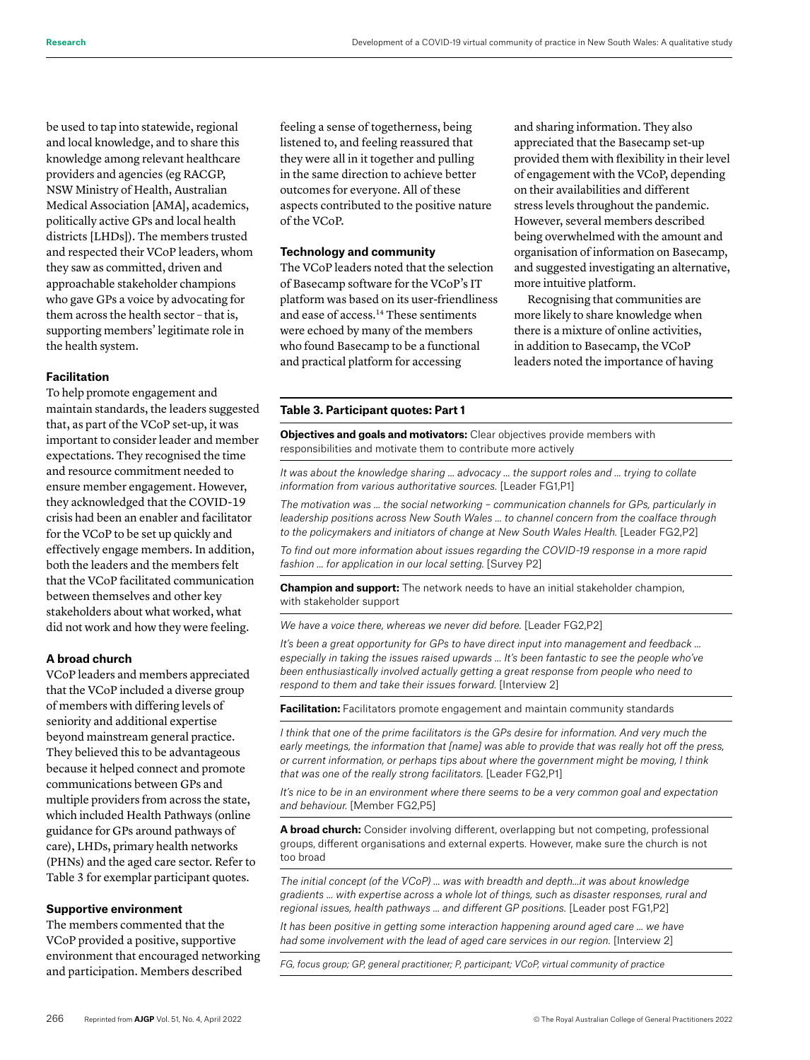be used to tap into statewide, regional and local knowledge, and to share this knowledge among relevant healthcare providers and agencies (eg RACGP, NSW Ministry of Health, Australian Medical Association [AMA], academics, politically active GPs and local health districts [LHDs]). The members trusted and respected their VCoP leaders, whom they saw as committed, driven and approachable stakeholder champions who gave GPs a voice by advocating for them across the health sector – that is, supporting members' legitimate role in the health system.

### Facilitation

To help promote engagement and maintain standards, the leaders suggested that, as part of the VCoP set-up, it was important to consider leader and member expectations. They recognised the time and resource commitment needed to ensure member engagement. However, they acknowledged that the COVID-19 crisis had been an enabler and facilitator for the VCoP to be set up quickly and effectively engage members. In addition, both the leaders and the members felt that the VCoP facilitated communication between themselves and other key stakeholders about what worked, what did not work and how they were feeling.

### A broad church

VCoP leaders and members appreciated that the VCoP included a diverse group of members with differing levels of seniority and additional expertise beyond mainstream general practice. They believed this to be advantageous because it helped connect and promote communications between GPs and multiple providers from across the state, which included Health Pathways (online guidance for GPs around pathways of care), LHDs, primary health networks (PHNs) and the aged care sector. Refer to Table 3 for exemplar participant quotes.

### Supportive environment

The members commented that the VCoP provided a positive, supportive environment that encouraged networking and participation. Members described feeling a sense of togetherness, being listened to, and feeling reassured that they were all in it together and pulling in the same direction to achieve better outcomes for everyone. All of these aspects contributed to the positive nature of the VCoP.

### Technology and community

The VCoP leaders noted that the selection of Basecamp software for the VCoP's IT platform was based on its user-friendliness and ease of access.[14] These sentiments were echoed by many of the members who found Basecamp to be a functional and practical platform for accessing and sharing information. They also appreciated that the Basecamp set-up provided them with flexibility in their level of engagement with the VCoP, depending on their availabilities and different stress levels throughout the pandemic. However, several members described being overwhelmed with the amount and organisation of information on Basecamp, and suggested investigating an alternative, more intuitive platform.

Recognising that communities are more likely to share knowledge when there is a mixture of online activities, in addition to Basecamp, the VCoP leaders noted the importance of having

**Table 3. Participant quotes: Part 1**

| |
|---|
| **Objectives and goals and motivators:** Clear objectives provide members with responsibilities and motivate them to contribute more actively |
| *It was about the knowledge sharing … advocacy … the support roles and … trying to collate information from various authoritative sources.* [Leader FG1,P1] |
| *The motivation was … the social networking – communication channels for GPs, particularly in leadership positions across New South Wales … to channel concern from the coalface through to the policymakers and initiators of change at New South Wales Health.* [Leader FG2,P2] |
| *To find out more information about issues regarding the COVID-19 response in a more rapid fashion … for application in our local setting.* [Survey P2] |
| **Champion and support:** The network needs to have an initial stakeholder champion, with stakeholder support |
| *We have a voice there, whereas we never did before.* [Leader FG2,P2] |
| *It's been a great opportunity for GPs to have direct input into management and feedback … especially in taking the issues raised upwards … It's been fantastic to see the people who've been enthusiastically involved actually getting a great response from people who need to respond to them and take their issues forward.* [Interview 2] |
| **Facilitation:** Facilitators promote engagement and maintain community standards |
| *I think that one of the prime facilitators is the GPs desire for information. And very much the early meetings, the information that [name] was able to provide that was really hot off the press, or current information, or perhaps tips about where the government might be moving, I think that was one of the really strong facilitators.* [Leader FG2,P1] |
| *It's nice to be in an environment where there seems to be a very common goal and expectation and behaviour.* [Member FG2,P5] |
| **A broad church:** Consider involving different, overlapping but not competing, professional groups, different organisations and external experts. However, make sure the church is not too broad |
| *The initial concept (of the VCoP) … was with breadth and depth…it was about knowledge gradients … with expertise across a whole lot of things, such as disaster responses, rural and regional issues, health pathways … and different GP positions.* [Leader post FG1,P2] |
| *It has been positive in getting some interaction happening around aged care … we have had some involvement with the lead of aged care services in our region.* [Interview 2] |

FG, focus group; GP, general practitioner; P, participant; VCoP, virtual community of practice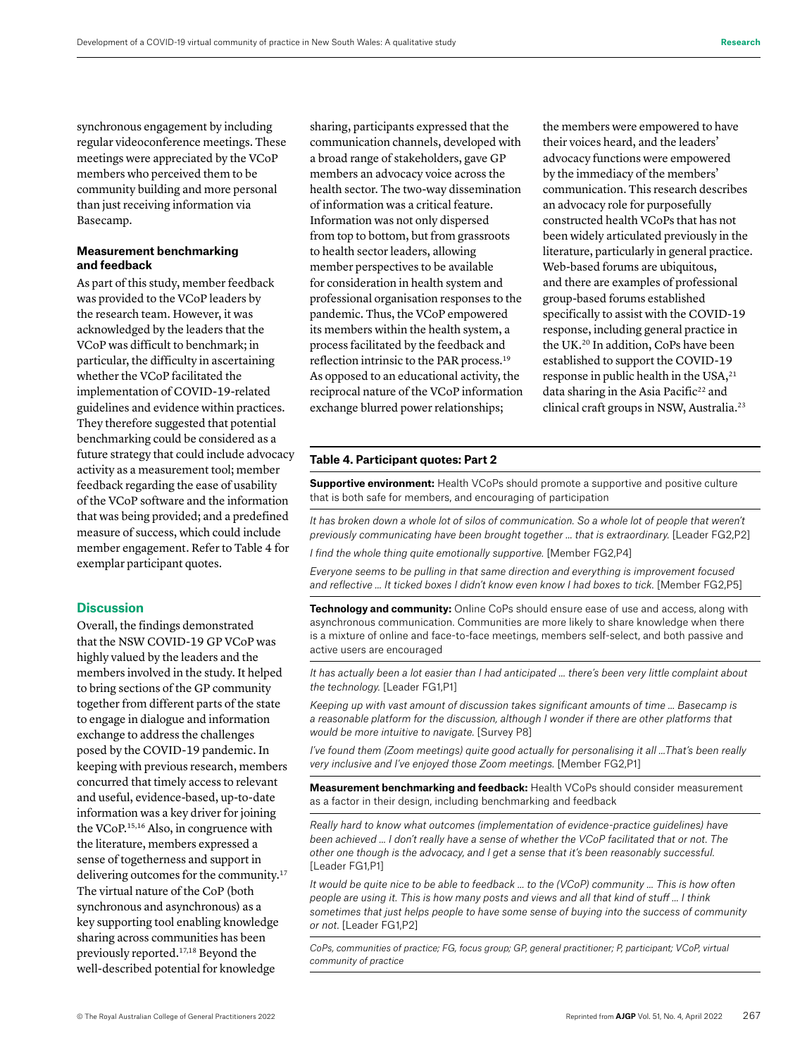synchronous engagement by including regular videoconference meetings. These meetings were appreciated by the VCoP members who perceived them to be community building and more personal than just receiving information via Basecamp.

### Measurement benchmarking and feedback

As part of this study, member feedback was provided to the VCoP leaders by the research team. However, it was acknowledged by the leaders that the VCoP was difficult to benchmark; in particular, the difficulty in ascertaining whether the VCoP facilitated the implementation of COVID-19-related guidelines and evidence within practices. They therefore suggested that potential benchmarking could be considered as a future strategy that could include advocacy activity as a measurement tool; member feedback regarding the ease of usability of the VCoP software and the information that was being provided; and a predefined measure of success, which could include member engagement. Refer to Table 4 for exemplar participant quotes.

## Discussion

Overall, the findings demonstrated that the NSW COVID-19 GP VCoP was highly valued by the leaders and the members involved in the study. It helped to bring sections of the GP community together from different parts of the state to engage in dialogue and information exchange to address the challenges posed by the COVID-19 pandemic. In keeping with previous research, members concurred that timely access to relevant and useful, evidence-based, up-to-date information was a key driver for joining the VCoP.[15,16] Also, in congruence with the literature, members expressed a sense of togetherness and support in delivering outcomes for the community.[17] The virtual nature of the CoP (both synchronous and asynchronous) as a key supporting tool enabling knowledge sharing across communities has been previously reported.[17,18] Beyond the well-described potential for knowledge sharing, participants expressed that the communication channels, developed with a broad range of stakeholders, gave GP members an advocacy voice across the health sector. The two-way dissemination of information was a critical feature. Information was not only dispersed from top to bottom, but from grassroots to health sector leaders, allowing member perspectives to be available for consideration in health system and professional organisation responses to the pandemic. Thus, the VCoP empowered its members within the health system, a process facilitated by the feedback and reflection intrinsic to the PAR process.[19] As opposed to an educational activity, the reciprocal nature of the VCoP information exchange blurred power relationships; the members were empowered to have their voices heard, and the leaders' advocacy functions were empowered by the immediacy of the members' communication. This research describes an advocacy role for purposefully constructed health VCoPs that has not been widely articulated previously in the literature, particularly in general practice. Web-based forums are ubiquitous, and there are examples of professional group-based forums established specifically to assist with the COVID-19 response, including general practice in the UK.[20] In addition, CoPs have been established to support the COVID-19 response in public health in the USA,[21] data sharing in the Asia Pacific[22] and clinical craft groups in NSW, Australia.[23]

**Table 4. Participant quotes: Part 2**

| |
|---|
| **Supportive environment:** Health VCoPs should promote a supportive and positive culture that is both safe for members, and encouraging of participation |
| *It has broken down a whole lot of silos of communication. So a whole lot of people that weren't previously communicating have been brought together … that is extraordinary.* [Leader FG2,P2]<br>*I find the whole thing quite emotionally supportive.* [Member FG2,P4]<br>*Everyone seems to be pulling in that same direction and everything is improvement focused and reflective … It ticked boxes I didn't know even know I had boxes to tick.* [Member FG2,P5] |
| **Technology and community:** Online CoPs should ensure ease of use and access, along with asynchronous communication. Communities are more likely to share knowledge when there is a mixture of online and face-to-face meetings, members self-select, and both passive and active users are encouraged |
| *It has actually been a lot easier than I had anticipated … there's been very little complaint about the technology.* [Leader FG1,P1]<br>*Keeping up with vast amount of discussion takes significant amounts of time … Basecamp is a reasonable platform for the discussion, although I wonder if there are other platforms that would be more intuitive to navigate.* [Survey P8]<br>*I've found them (Zoom meetings) quite good actually for personalising it all …That's been really very inclusive and I've enjoyed those Zoom meetings.* [Member FG2,P1] |
| **Measurement benchmarking and feedback:** Health VCoPs should consider measurement as a factor in their design, including benchmarking and feedback |
| *Really hard to know what outcomes (implementation of evidence-practice guidelines) have been achieved … I don't really have a sense of whether the VCoP facilitated that or not. The other one though is the advocacy, and I get a sense that it's been reasonably successful.* [Leader FG1,P1]<br>*It would be quite nice to be able to feedback … to the (VCoP) community … This is how often people are using it. This is how many posts and views and all that kind of stuff … I think sometimes that just helps people to have some sense of buying into the success of community or not.* [Leader FG1,P2] |

CoPs, communities of practice; FG, focus group; GP, general practitioner; P, participant; VCoP, virtual community of practice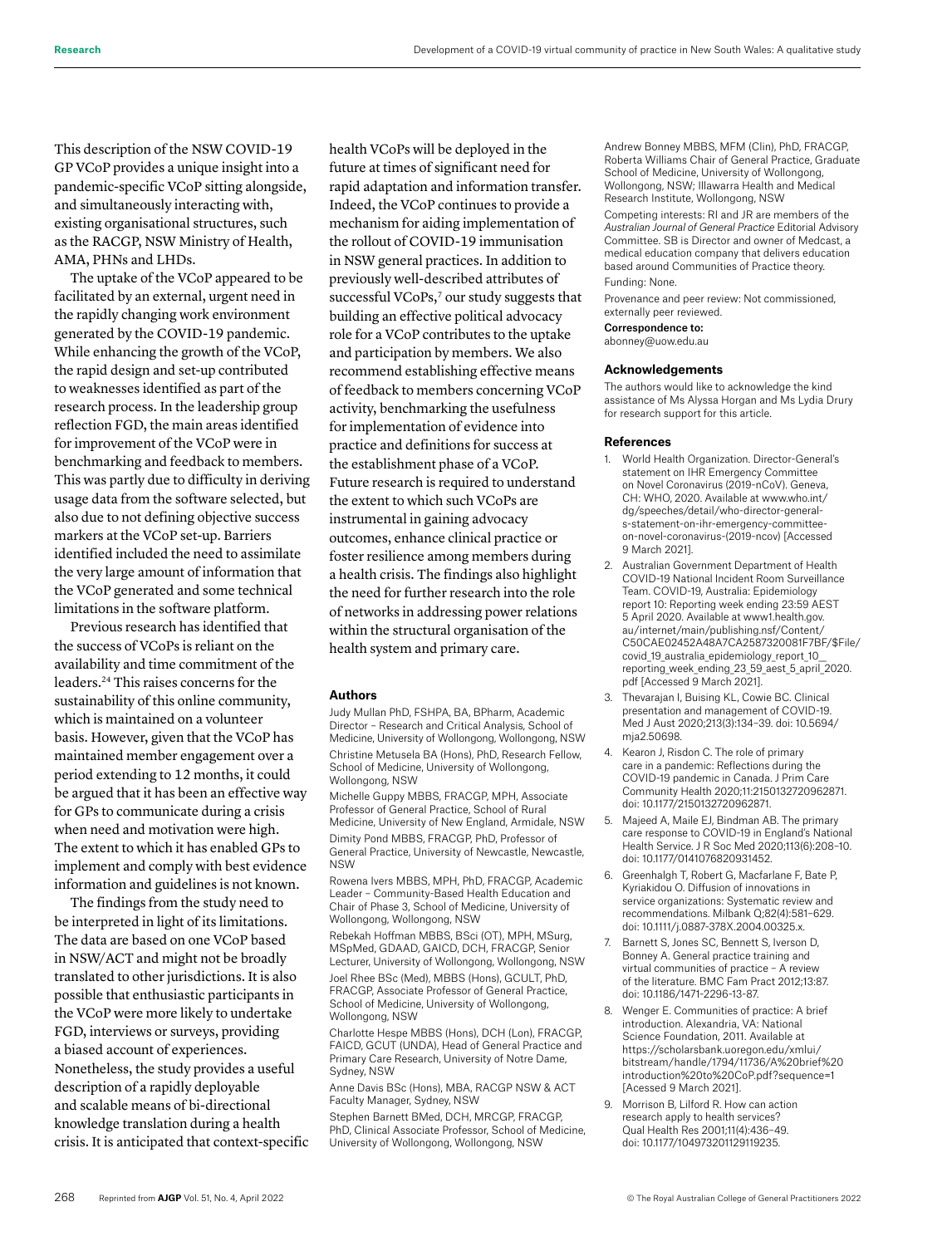This description of the NSW COVID-19 GP VCoP provides a unique insight into a pandemic-specific VCoP sitting alongside, and simultaneously interacting with, existing organisational structures, such as the RACGP, NSW Ministry of Health, AMA, PHNs and LHDs.

The uptake of the VCoP appeared to be facilitated by an external, urgent need in the rapidly changing work environment generated by the COVID-19 pandemic. While enhancing the growth of the VCoP, the rapid design and set-up contributed to weaknesses identified as part of the research process. In the leadership group reflection FGD, the main areas identified for improvement of the VCoP were in benchmarking and feedback to members. This was partly due to difficulty in deriving usage data from the software selected, but also due to not defining objective success markers at the VCoP set-up. Barriers identified included the need to assimilate the very large amount of information that the VCoP generated and some technical limitations in the software platform.

Previous research has identified that the success of VCoPs is reliant on the availability and time commitment of the leaders.[24] This raises concerns for the sustainability of this online community, which is maintained on a volunteer basis. However, given that the VCoP has maintained member engagement over a period extending to 12 months, it could be argued that it has been an effective way for GPs to communicate during a crisis when need and motivation were high. The extent to which it has enabled GPs to implement and comply with best evidence information and guidelines is not known.

The findings from the study need to be interpreted in light of its limitations. The data are based on one VCoP based in NSW/ACT and might not be broadly translated to other jurisdictions. It is also possible that enthusiastic participants in the VCoP were more likely to undertake FGD, interviews or surveys, providing a biased account of experiences. Nonetheless, the study provides a useful description of a rapidly deployable and scalable means of bi-directional knowledge translation during a health crisis. It is anticipated that context-specific health VCoPs will be deployed in the future at times of significant need for rapid adaptation and information transfer. Indeed, the VCoP continues to provide a mechanism for aiding implementation of the rollout of COVID-19 immunisation in NSW general practices. In addition to previously well-described attributes of successful VCoPs,[7] our study suggests that building an effective political advocacy role for a VCoP contributes to the uptake and participation by members. We also recommend establishing effective means of feedback to members concerning VCoP activity, benchmarking the usefulness for implementation of evidence into practice and definitions for success at the establishment phase of a VCoP. Future research is required to understand the extent to which such VCoPs are instrumental in gaining advocacy outcomes, enhance clinical practice or foster resilience among members during a health crisis. The findings also highlight the need for further research into the role of networks in addressing power relations within the structural organisation of the health system and primary care.

#### Authors

Judy Mullan PhD, FSHPA, BA, BPharm, Academic Director – Research and Critical Analysis, School of Medicine, University of Wollongong, Wollongong, NSW

Christine Metusela BA (Hons), PhD, Research Fellow, School of Medicine, University of Wollongong, Wollongong, NSW

Michelle Guppy MBBS, FRACGP, MPH, Associate Professor of General Practice, School of Rural Medicine, University of New England, Armidale, NSW

Dimity Pond MBBS, FRACGP, PhD, Professor of General Practice, University of Newcastle, Newcastle, NSW

Rowena Ivers MBBS, MPH, PhD, FRACGP, Academic Leader – Community-Based Health Education and Chair of Phase 3, School of Medicine, University of Wollongong, Wollongong, NSW

Rebekah Hoffman MBBS, BSci (OT), MPH, MSurg, MSpMed, GDAAD, GAICD, DCH, FRACGP, Senior Lecturer, University of Wollongong, Wollongong, NSW

Joel Rhee BSc (Med), MBBS (Hons), GCULT, PhD, FRACGP, Associate Professor of General Practice, School of Medicine, University of Wollongong, Wollongong, NSW

Charlotte Hespe MBBS (Hons), DCH (Lon), FRACGP, FAICD, GCUT (UNDA), Head of General Practice and Primary Care Research, University of Notre Dame, Sydney, NSW

Anne Davis BSc (Hons), MBA, RACGP NSW & ACT Faculty Manager, Sydney, NSW

Stephen Barnett BMed, DCH, MRCGP, FRACGP, PhD, Clinical Associate Professor, School of Medicine, University of Wollongong, Wollongong, NSW

Andrew Bonney MBBS, MFM (Clin), PhD, FRACGP, Roberta Williams Chair of General Practice, Graduate School of Medicine, University of Wollongong, Wollongong, NSW; Illawarra Health and Medical Research Institute, Wollongong, NSW

Competing interests: RI and JR are members of the *Australian Journal of General Practice* Editorial Advisory Committee. SB is Director and owner of Medcast, a medical education company that delivers education based around Communities of Practice theory.

Funding: None.

Provenance and peer review: Not commissioned, externally peer reviewed.

**Correspondence to:**
abonney@uow.edu.au

#### Acknowledgements

The authors would like to acknowledge the kind assistance of Ms Alyssa Horgan and Ms Lydia Drury for research support for this article.

#### References

1. World Health Organization. Director-General's statement on IHR Emergency Committee on Novel Coronavirus (2019-nCoV). Geneva, CH: WHO, 2020. Available at www.who.int/dg/speeches/detail/who-director-general-s-statement-on-ihr-emergency-committee-on-novel-coronavirus-(2019-ncov) [Accessed 9 March 2021].
2. Australian Government Department of Health COVID-19 National Incident Room Surveillance Team. COVID-19, Australia: Epidemiology report 10: Reporting week ending 23:59 AEST 5 April 2020. Available at www1.health.gov.au/internet/main/publishing.nsf/Content/C50CAE02452A48A7CA2587320081F7BF/$File/covid_19_australia_epidemiology_report_10__reporting_week_ending_23_59_aest_5_april_2020.pdf [Accessed 9 March 2021].
3. Thevarajan I, Buising KL, Cowie BC. Clinical presentation and management of COVID-19. Med J Aust 2020;213(3):134–39. doi: 10.5694/mja2.50698.
4. Kearon J, Risdon C. The role of primary care in a pandemic: Reflections during the COVID-19 pandemic in Canada. J Prim Care Community Health 2020;11:2150132720962871. doi: 10.1177/2150132720962871.
5. Majeed A, Maile EJ, Bindman AB. The primary care response to COVID-19 in England's National Health Service. J R Soc Med 2020;113(6):208–10. doi: 10.1177/0141076820931452.
6. Greenhalgh T, Robert G, Macfarlane F, Bate P, Kyriakidou O. Diffusion of innovations in service organizations: Systematic review and recommendations. Milbank Q;82(4):581–629. doi: 10.1111/j.0887-378X.2004.00325.x.
7. Barnett S, Jones SC, Bennett S, Iverson D, Bonney A. General practice training and virtual communities of practice – A review of the literature. BMC Fam Pract 2012;13:87. doi: 10.1186/1471-2296-13-87.
8. Wenger E. Communities of practice: A brief introduction. Alexandria, VA: National Science Foundation, 2011. Available at https://scholarsbank.uoregon.edu/xmlui/bitstream/handle/1794/11736/A%20brief%20introduction%20to%20CoP.pdf?sequence=1 [Acessed 9 March 2021].
9. Morrison B, Lilford R. How can action research apply to health services? Qual Health Res 2001;11(4):436–49. doi: 10.1177/104973201129119235.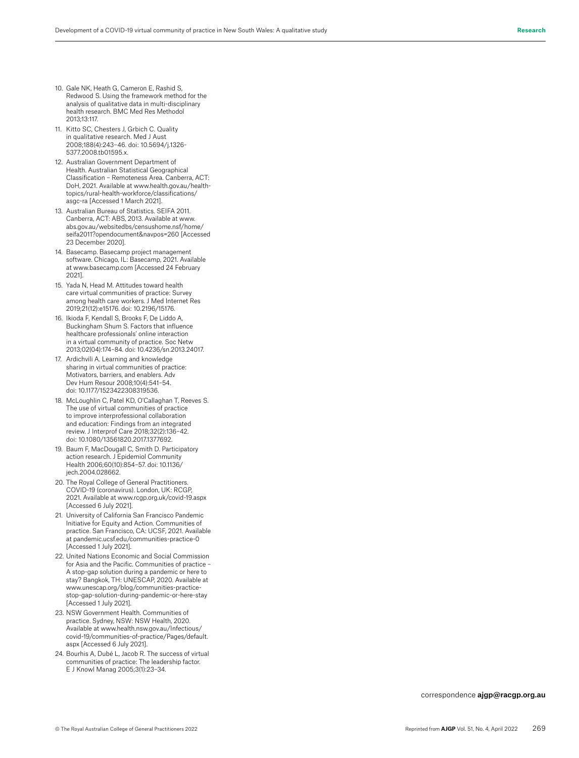10. Gale NK, Heath G, Cameron E, Rashid S, Redwood S. Using the framework method for the analysis of qualitative data in multi-disciplinary health research. BMC Med Res Methodol 2013;13:117.
11. Kitto SC, Chesters J, Grbich C. Quality in qualitative research. Med J Aust 2008;188(4):243–46. doi: 10.5694/j.1326-5377.2008.tb01595.x.
12. Australian Government Department of Health. Australian Statistical Geographical Classification – Remoteness Area. Canberra, ACT: DoH, 2021. Available at www.health.gov.au/health-topics/rural-health-workforce/classifications/asgc-ra [Accessed 1 March 2021].
13. Australian Bureau of Statistics. SEIFA 2011. Canberra, ACT: ABS, 2013. Available at www.abs.gov.au/websitedbs/censushome.nsf/home/seifa2011?opendocument&navpos=260 [Accessed 23 December 2020].
14. Basecamp. Basecamp project management software. Chicago, IL: Basecamp, 2021. Available at www.basecamp.com [Accessed 24 February 2021].
15. Yada N, Head M. Attitudes toward health care virtual communities of practice: Survey among health care workers. J Med Internet Res 2019;21(12):e15176. doi: 10.2196/15176.
16. Ikioda F, Kendall S, Brooks F, De Liddo A, Buckingham Shum S. Factors that influence healthcare professionals' online interaction in a virtual community of practice. Soc Netw 2013;02(04):174–84. doi: 10.4236/sn.2013.24017.
17. Ardichvili A. Learning and knowledge sharing in virtual communities of practice: Motivators, barriers, and enablers. Adv Dev Hum Resour 2008;10(4):541–54. doi: 10.1177/1523422308319536.
18. McLoughlin C, Patel KD, O'Callaghan T, Reeves S. The use of virtual communities of practice to improve interprofessional collaboration and education: Findings from an integrated review. J Interprof Care 2018;32(2):136–42. doi: 10.1080/13561820.2017.1377692.
19. Baum F, MacDougall C, Smith D. Participatory action research. J Epidemiol Community Health 2006;60(10):854–57. doi: 10.1136/jech.2004.028662.
20. The Royal College of General Practitioners. COVID-19 (coronavirus). London, UK: RCGP, 2021. Available at www.rcgp.org.uk/covid-19.aspx [Accessed 6 July 2021].
21. University of California San Francisco Pandemic Initiative for Equity and Action. Communities of practice. San Francisco, CA: UCSF, 2021. Available at pandemic.ucsf.edu/communities-practice-0 [Accessed 1 July 2021].
22. United Nations Economic and Social Commission for Asia and the Pacific. Communities of practice – A stop-gap solution during a pandemic or here to stay? Bangkok, TH: UNESCAP, 2020. Available at www.unescap.org/blog/communities-practice-stop-gap-solution-during-pandemic-or-here-stay [Accessed 1 July 2021].
23. NSW Government Health. Communities of practice. Sydney, NSW: NSW Health, 2020. Available at www.health.nsw.gov.au/Infectious/covid-19/communities-of-practice/Pages/default.aspx [Accessed 6 July 2021].
24. Bourhis A, Dubé L, Jacob R. The success of virtual communities of practice: The leadership factor. E J Knowl Manag 2005;3(1):23–34.

correspondence **ajgp@racgp.org.au**